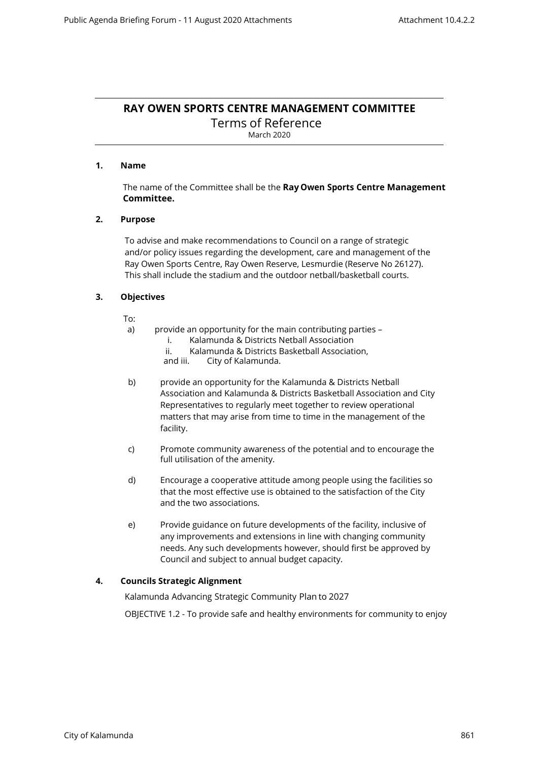# RAY OWEN SPORTS CENTRE MANAGEMENT COMMITTEE

## Terms of Reference

March 2020

### 1. Name

The name of the Committee shall be the **Ray Owen Sports Centre Management Committee.**

### 2. Purpose

To advise and make recommendations to Council on a range of strategic and/or policy issues regarding the development, care and management of the Ray Owen Sports Centre, Ray Owen Reserve, Lesmurdie (Reserve No 26127). This shall include the stadium and the outdoor netball/basketball courts.

### 3. Objectives

To:

a) provide an opportunity for the main contributing parties –
   i. Kalamunda & Districts Netball Association
   ii. Kalamunda & Districts Basketball Association,
   and iii. City of Kalamunda.

b) provide an opportunity for the Kalamunda & Districts Netball Association and Kalamunda & Districts Basketball Association and City Representatives to regularly meet together to review operational matters that may arise from time to time in the management of the facility.

c) Promote community awareness of the potential and to encourage the full utilisation of the amenity.

d) Encourage a cooperative attitude among people using the facilities so that the most effective use is obtained to the satisfaction of the City and the two associations.

e) Provide guidance on future developments of the facility, inclusive of any improvements and extensions in line with changing community needs. Any such developments however, should first be approved by Council and subject to annual budget capacity.

### 4. Councils Strategic Alignment

Kalamunda Advancing Strategic Community Plan to 2027

OBJECTIVE 1.2 - To provide safe and healthy environments for community to enjoy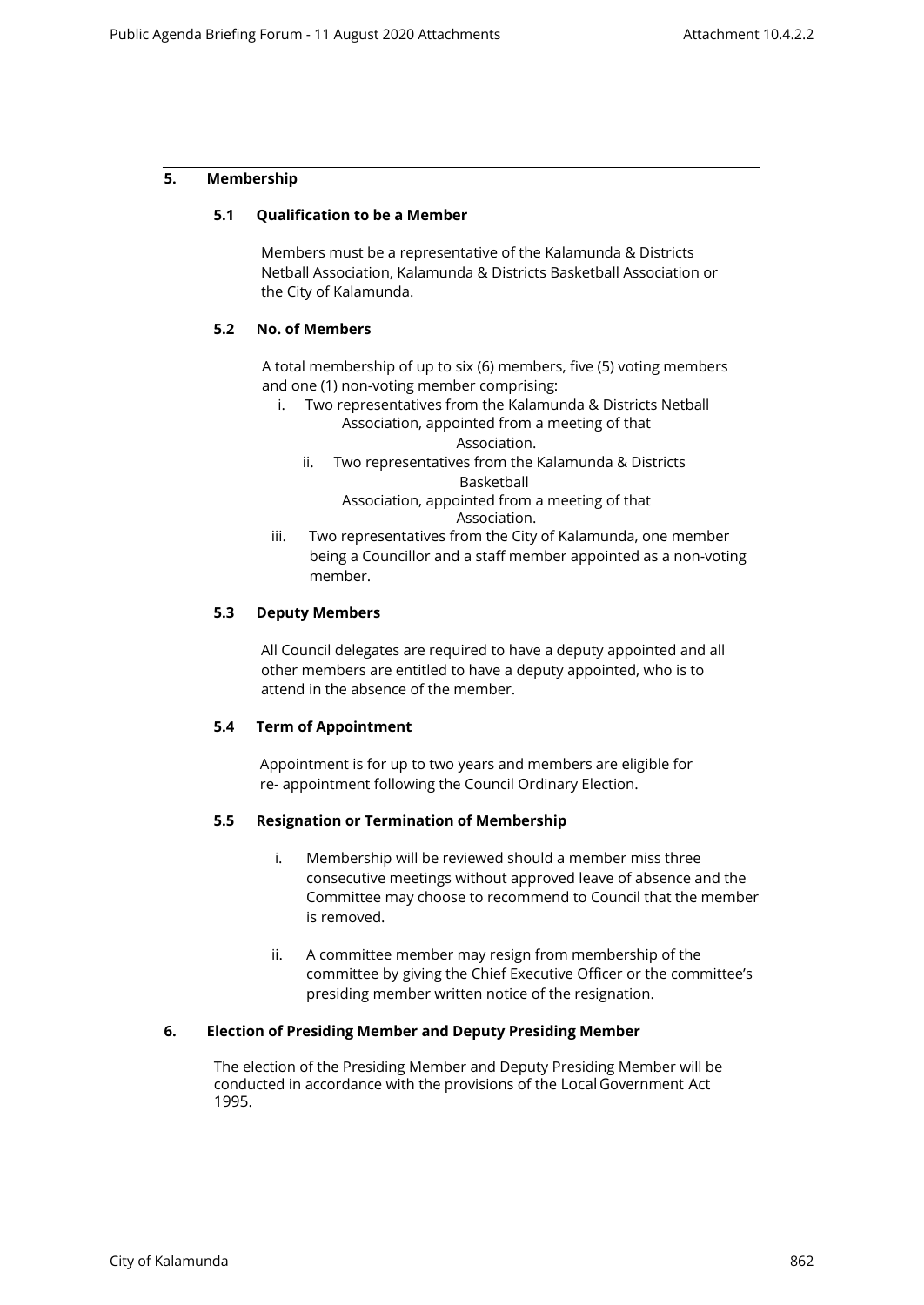## 5. Membership

### 5.1 Qualification to be a Member

Members must be a representative of the Kalamunda & Districts Netball Association, Kalamunda & Districts Basketball Association or the City of Kalamunda.

### 5.2 No. of Members

A total membership of up to six (6) members, five (5) voting members and one (1) non-voting member comprising:

i. Two representatives from the Kalamunda & Districts Netball Association, appointed from a meeting of that Association.

ii. Two representatives from the Kalamunda & Districts Basketball Association, appointed from a meeting of that Association.

iii. Two representatives from the City of Kalamunda, one member being a Councillor and a staff member appointed as a non-voting member.

### 5.3 Deputy Members

All Council delegates are required to have a deputy appointed and all other members are entitled to have a deputy appointed, who is to attend in the absence of the member.

### 5.4 Term of Appointment

Appointment is for up to two years and members are eligible for re- appointment following the Council Ordinary Election.

### 5.5 Resignation or Termination of Membership

i. Membership will be reviewed should a member miss three consecutive meetings without approved leave of absence and the Committee may choose to recommend to Council that the member is removed.

ii. A committee member may resign from membership of the committee by giving the Chief Executive Officer or the committee's presiding member written notice of the resignation.

## 6. Election of Presiding Member and Deputy Presiding Member

The election of the Presiding Member and Deputy Presiding Member will be conducted in accordance with the provisions of the Local Government Act 1995.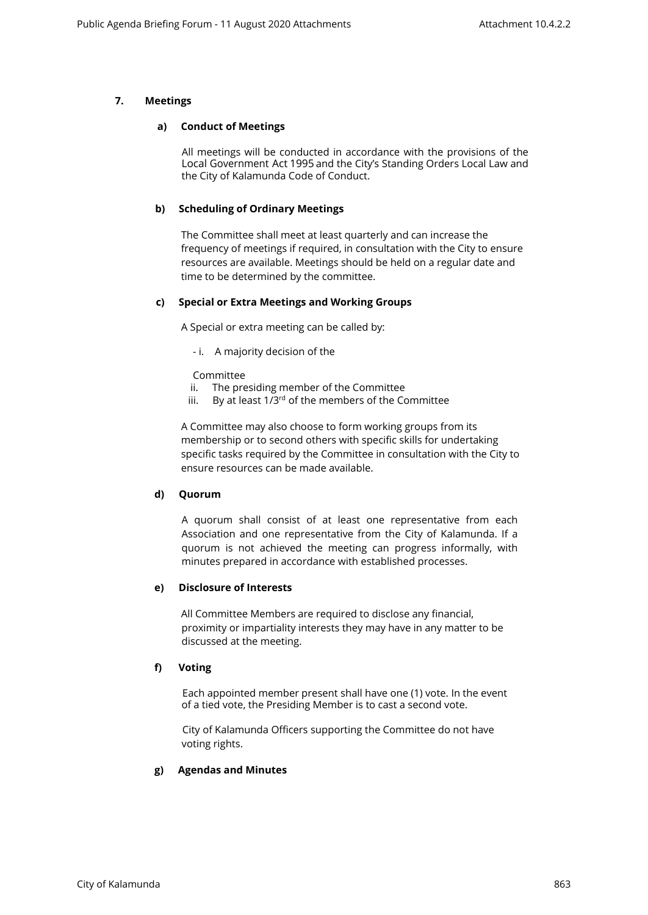## 7. Meetings

### a) Conduct of Meetings

All meetings will be conducted in accordance with the provisions of the Local Government Act 1995 and the City's Standing Orders Local Law and the City of Kalamunda Code of Conduct.

### b) Scheduling of Ordinary Meetings

The Committee shall meet at least quarterly and can increase the frequency of meetings if required, in consultation with the City to ensure resources are available. Meetings should be held on a regular date and time to be determined by the committee.

### c) Special or Extra Meetings and Working Groups

A Special or extra meeting can be called by:

- i. A majority decision of the Committee
- ii. The presiding member of the Committee
- iii. By at least 1/3rd of the members of the Committee

A Committee may also choose to form working groups from its membership or to second others with specific skills for undertaking specific tasks required by the Committee in consultation with the City to ensure resources can be made available.

### d) Quorum

A quorum shall consist of at least one representative from each Association and one representative from the City of Kalamunda. If a quorum is not achieved the meeting can progress informally, with minutes prepared in accordance with established processes.

### e) Disclosure of Interests

All Committee Members are required to disclose any financial, proximity or impartiality interests they may have in any matter to be discussed at the meeting.

### f) Voting

Each appointed member present shall have one (1) vote. In the event of a tied vote, the Presiding Member is to cast a second vote.

City of Kalamunda Officers supporting the Committee do not have voting rights.

### g) Agendas and Minutes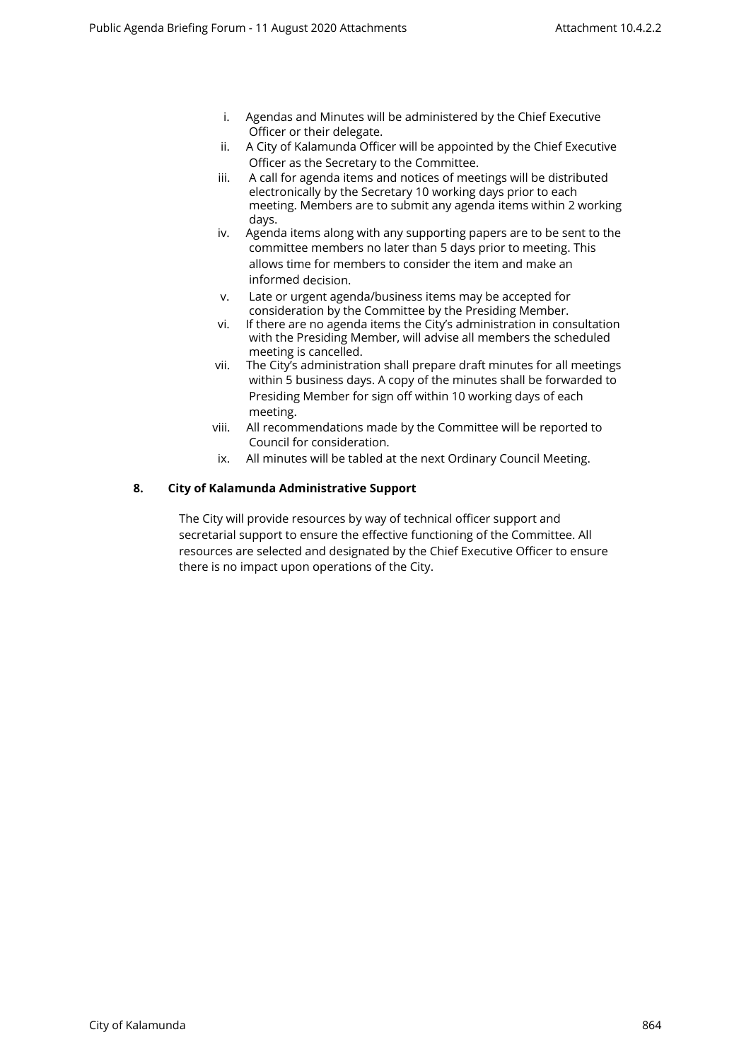i. Agendas and Minutes will be administered by the Chief Executive Officer or their delegate.
ii. A City of Kalamunda Officer will be appointed by the Chief Executive Officer as the Secretary to the Committee.
iii. A call for agenda items and notices of meetings will be distributed electronically by the Secretary 10 working days prior to each meeting. Members are to submit any agenda items within 2 working days.
iv. Agenda items along with any supporting papers are to be sent to the committee members no later than 5 days prior to meeting. This allows time for members to consider the item and make an informed decision.
v. Late or urgent agenda/business items may be accepted for consideration by the Committee by the Presiding Member.
vi. If there are no agenda items the City's administration in consultation with the Presiding Member, will advise all members the scheduled meeting is cancelled.
vii. The City's administration shall prepare draft minutes for all meetings within 5 business days. A copy of the minutes shall be forwarded to Presiding Member for sign off within 10 working days of each meeting.
viii. All recommendations made by the Committee will be reported to Council for consideration.
ix. All minutes will be tabled at the next Ordinary Council Meeting.

**8. City of Kalamunda Administrative Support**

The City will provide resources by way of technical officer support and secretarial support to ensure the effective functioning of the Committee. All resources are selected and designated by the Chief Executive Officer to ensure there is no impact upon operations of the City.